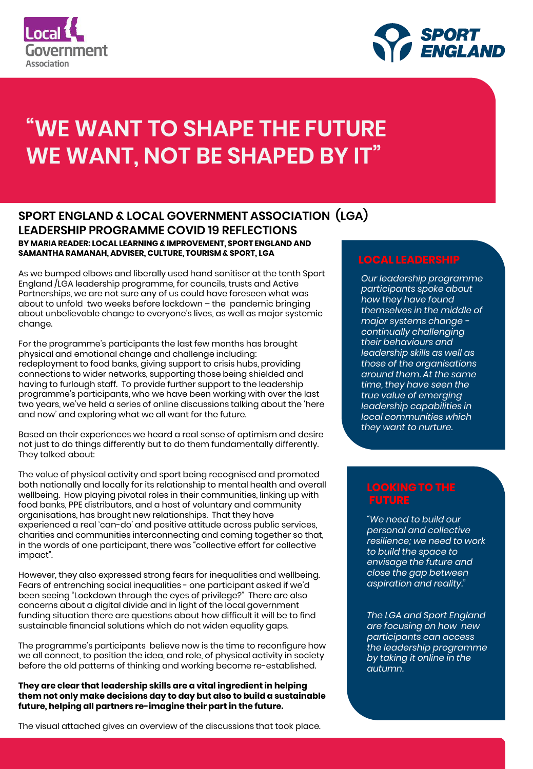# "WE WANT TO SHAPE THE FUTURE WE WANT, NOT BE SHAPED BY IT"

## SPORT ENGLAND & LOCAL GOVERNMENT ASSOCIATION (LGA) LEADERSHIP PROGRAMME COVID 19 REFLECTIONS

**BY MARIA READER: LOCAL LEARNING & IMPROVEMENT, SPORT ENGLAND AND SAMANTHA RAMANAH, ADVISER, CULTURE, TOURISM & SPORT, LGA**

As we bumped elbows and liberally used hand sanitiser at the tenth Sport England /LGA leadership programme, for councils, trusts and Active Partnerships, we are not sure any of us could have foreseen what was about to unfold two weeks before lockdown – the pandemic bringing about unbelievable change to everyone's lives, as well as major systemic change.

For the programme's participants the last few months has brought physical and emotional change and challenge including: redeployment to food banks, giving support to crisis hubs, providing connections to wider networks, supporting those being shielded and having to furlough staff. To provide further support to the leadership programme's participants, who we have been working with over the last two years, we've held a series of online discussions talking about the 'here and now' and exploring what we all want for the future.

Based on their experiences we heard a real sense of optimism and desire not just to do things differently but to do them fundamentally differently. They talked about:

The value of physical activity and sport being recognised and promoted both nationally and locally for its relationship to mental health and overall wellbeing. How playing pivotal roles in their communities, linking up with food banks, PPE distributors, and a host of voluntary and community organisations, has brought new relationships. That they have experienced a real 'can-do' and positive attitude across public services, charities and communities interconnecting and coming together so that, in the words of one participant, there was "collective effort for collective impact".

However, they also expressed strong fears for inequalities and wellbeing. Fears of entrenching social inequalities - one participant asked if we'd been seeing "Lockdown through the eyes of privilege?" There are also concerns about a digital divide and in light of the local government funding situation there are questions about how difficult it will be to find sustainable financial solutions which do not widen equality gaps.

The programme's participants believe now is the time to reconfigure how we all connect, to position the idea, and role, of physical activity in society before the old patterns of thinking and working become re-established.

**They are clear that leadership skills are a vital ingredient in helping them not only make decisions day to day but also to build a sustainable future, helping all partners re-imagine their part in the future.**

The visual attached gives an overview of the discussions that took place.

### LOCAL LEADERSHIP

*Our leadership programme participants spoke about how they have found themselves in the middle of major systems change - continually challenging their behaviours and leadership skills as well as those of the organisations around them. At the same time, they have seen the true value of emerging leadership capabilities in local communities which they want to nurture.*

### LOOKING TO THE FUTURE

*"We need to build our personal and collective resilience; we need to work to build the space to envisage the future and close the gap between aspiration and reality."*

*The LGA and Sport England are focusing on how new participants can access the leadership programme by taking it online in the autumn.*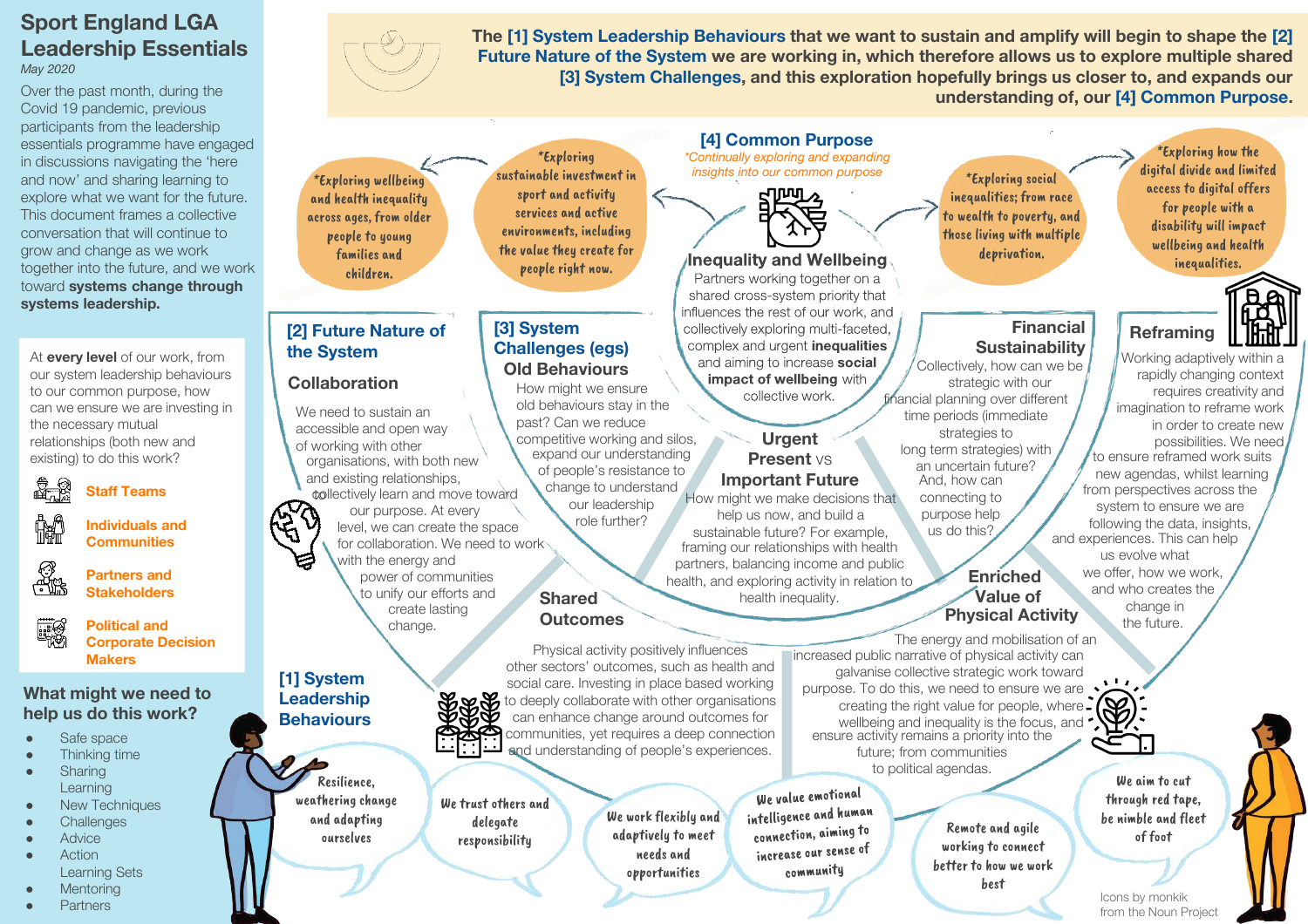# Sport England LGA Leadership Essentials

*May 2020*

Over the past month, during the Covid 19 pandemic, previous participants from the leadership essentials programme have engaged in discussions navigating the 'here and now' and sharing learning to explore what we want for the future. This document frames a collective conversation that will continue to grow and change as we work together into the future, and we work toward **systems change through systems leadership.**

At **every level** of our work, from our system leadership behaviours to our common purpose, how can we ensure we are investing in the necessary mutual relationships (both new and existing) to do this work?

- Staff Teams
- Individuals and Communities
- Partners and Stakeholders
- Political and Corporate Decision Makers

## What might we need to help us do this work?

- Safe space
- Thinking time
- Sharing Learning
- New Techniques
- Challenges
- Advice
- Action Learning Sets
- Mentoring
- Partners

The **[1] System Leadership Behaviours** that we want to sustain and amplify will begin to shape the **[2] Future Nature of the System** we are working in, which therefore allows us to explore multiple shared **[3] System Challenges**, and this exploration hopefully brings us closer to, and expands our understanding of, our **[4] Common Purpose**.

## [4] Common Purpose

*\*Continually exploring and expanding insights into our common purpose*

*Exploring wellbeing and health inequality across ages, from older people to young families and children.

*Exploring sustainable investment in sport and activity services and active environments, including the value they create for people right now.

*Exploring social inequalities; from race to wealth to poverty, and those living with multiple deprivation.

*Exploring how the digital divide and limited access to digital offers for people with a disability will impact wellbeing and health inequalities.

### Inequality and Wellbeing

Partners working together on a shared cross-system priority that influences the rest of our work, and collectively exploring multi-faceted, complex and urgent **inequalities** and aiming to increase **social impact of wellbeing** with collective work.

## [2] Future Nature of the System

### Collaboration

We need to sustain an accessible and open way of working with other organisations, with both new and existing relationships, to collectively learn and move toward our purpose. At every level, we can create the space for collaboration. We need to work with the energy and power of communities to unify our efforts and create lasting change.

### Reframing

Working adaptively within a rapidly changing context requires creativity and imagination to reframe work in order to create new possibilities. We need to ensure reframed work suits new agendas, whilst learning from perspectives across the system to ensure we are following the data, insights, and experiences. This can help us evolve what we offer, how we work, and who creates the change in the future.

## [3] System Challenges (egs)

### Old Behaviours

How might we ensure old behaviours stay in the past? Can we reduce competitive working and silos, expand our understanding of people's resistance to change to understand our leadership role further?

### Urgent Present vs Important Future

How might we make decisions that help us now, and build a sustainable future? For example, framing our relationships with health partners, balancing income and public health, and exploring activity in relation to health inequality.

### Financial Sustainability

Collectively, how can we be strategic with our financial planning over different time periods (immediate strategies to long term strategies) with an uncertain future? And, how can connecting to purpose help us do this?

### Shared Outcomes

Physical activity positively influences other sectors' outcomes, such as health and social care. Investing in place based working to deeply collaborate with other organisations can enhance change around outcomes for communities, yet requires a deep connection and understanding of people's experiences.

### Enriched Value of Physical Activity

The energy and mobilisation of an increased public narrative of physical activity can galvanise collective strategic work toward purpose. To do this, we need to ensure we are creating the right value for people, where wellbeing and inequality is the focus, and ensure activity remains a priority into the future; from communities to political agendas.

## [1] System Leadership Behaviours

- Resilience, weathering change and adapting ourselves
- We trust others and delegate responsibility
- We work flexibly and adaptively to meet needs and opportunities
- We value emotional intelligence and human connection, aiming to increase our sense of community
- Remote and agile working to connect better to how we work best
- We aim to cut through red tape, be nimble and fleet of foot

Icons by monkik from the Noun Project